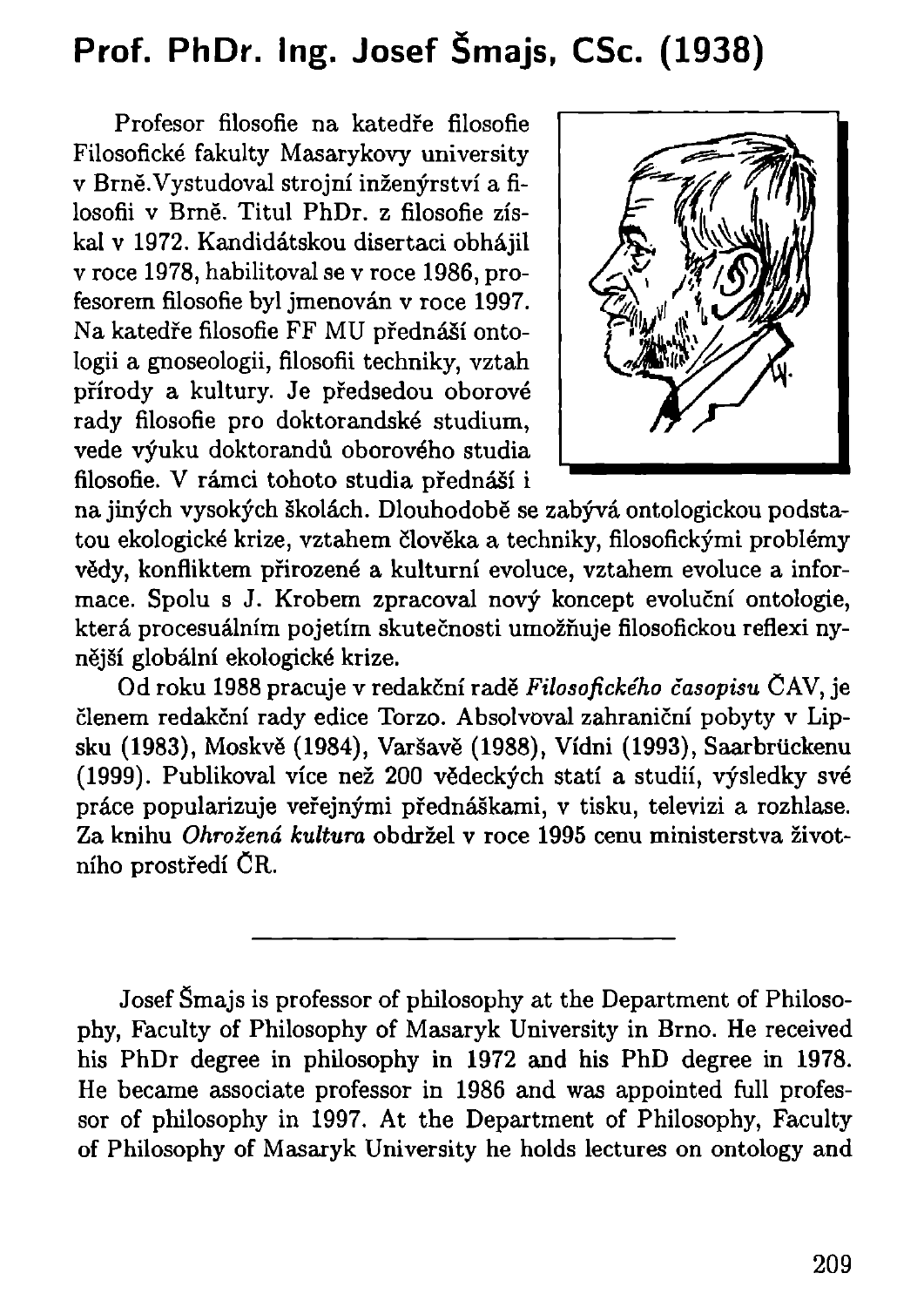# Prof. PhDr. Ing. Josef Šmajs, CSc. (1938)

Profesor filosofie na katedře filosofie Filosofické fakulty Masarykovy university v Brně. Vystudoval strojní inženýrství a filosofii v Brně. Titul PhDr. z filosofie získal v 1972. Kandidátskou disertaci obhájil v roce 1978, habilitoval se v roce 1986, profesorem filosofie byl jmenován v roce 1997. Na katedře filosofie FF MU přednáší ontologii a gnoseologii, filosofii techniky, vztah přírody a kultury. Je předsedou oborové rady filosofie pro doktorandské studium, vede výuku doktorandů oborového studia filosofie. V rámci tohoto studia přednáší i na jiných vysokých školách. Dlouhodobě se zabývá ontologickou podstatou ekologické krize, vztahem člověka a techniky, filosofickými problémy vědy, konfliktem přirozené a kulturní evoluce, vztahem evoluce a informace. Spolu s J. Krobem zpracoval nový koncept evoluční ontologie, která procesuálním pojetím skutečnosti umožňuje filosofickou reflexi nynější globální ekologické krize.

Od roku 1988 pracuje v redakční radě *Filosofického časopisu* ČAV, je členem redakční rady edice Torzo. Absolvoval zahraniční pobyty v Lipsku (1983), Moskvě (1984), Varšavě (1988), Vídni (1993), Saarbrückenu (1999). Publikoval více než 200 vědeckých statí a studií, výsledky své práce popularizuje veřejnými přednáškami, v tisku, televizi a rozhlase. Za knihu *Ohrožená kultura* obdržel v roce 1995 cenu ministerstva životního prostředí ČR.

---

Josef Šmajs is professor of philosophy at the Department of Philosophy, Faculty of Philosophy of Masaryk University in Brno. He received his PhDr degree in philosophy in 1972 and his PhD degree in 1978. He became associate professor in 1986 and was appointed full professor of philosophy in 1997. At the Department of Philosophy, Faculty of Philosophy of Masaryk University he holds lectures on ontology and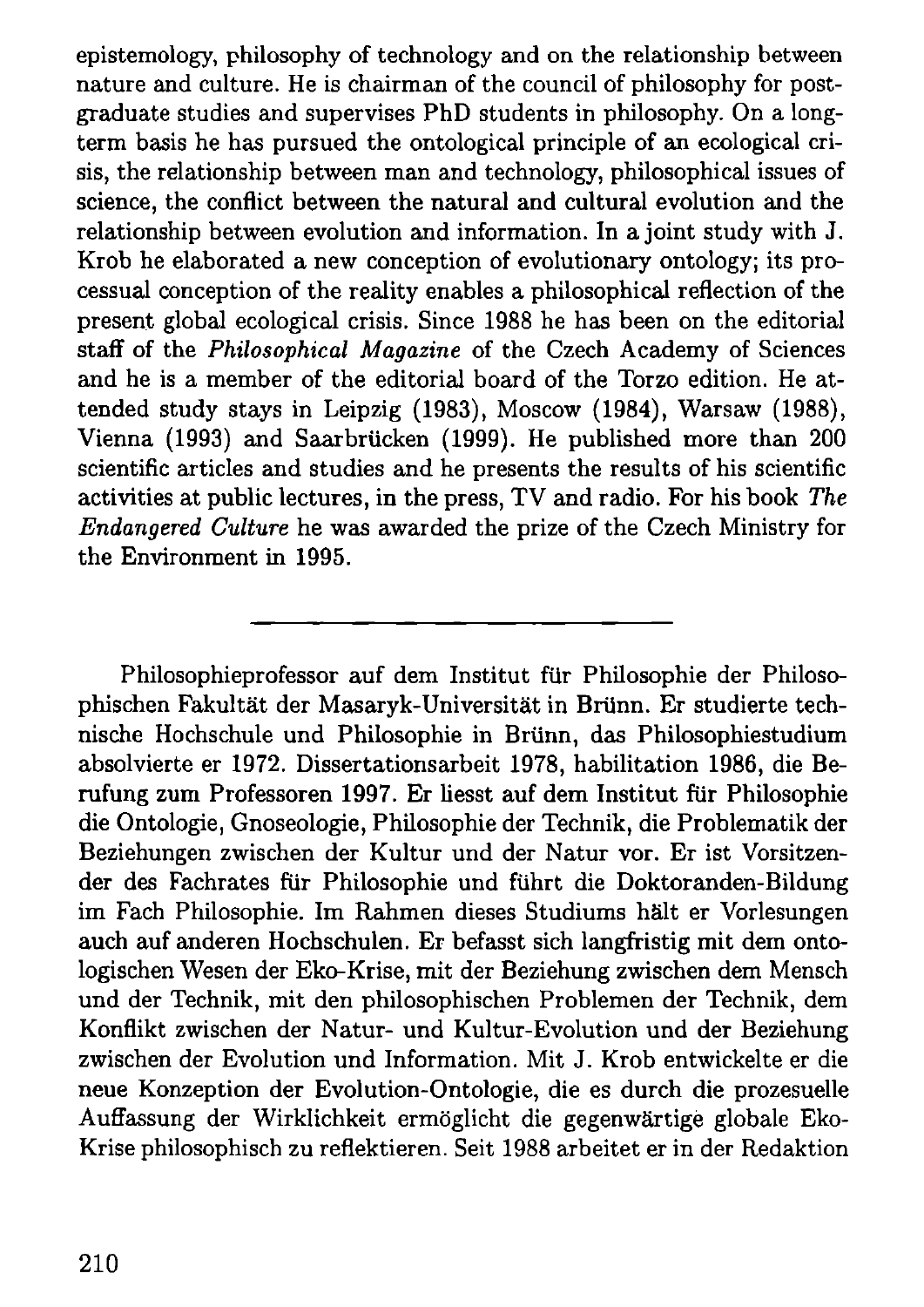epistemology, philosophy of technology and on the relationship between nature and culture. He is chairman of the council of philosophy for post-graduate studies and supervises PhD students in philosophy. On a long-term basis he has pursued the ontological principle of an ecological crisis, the relationship between man and technology, philosophical issues of science, the conflict between the natural and cultural evolution and the relationship between evolution and information. In a joint study with J. Krob he elaborated a new conception of evolutionary ontology; its processual conception of the reality enables a philosophical reflection of the present global ecological crisis. Since 1988 he has been on the editorial staff of the *Philosophical Magazine* of the Czech Academy of Sciences and he is a member of the editorial board of the Torzo edition. He attended study stays in Leipzig (1983), Moscow (1984), Warsaw (1988), Vienna (1993) and Saarbrücken (1999). He published more than 200 scientific articles and studies and he presents the results of his scientific activities at public lectures, in the press, TV and radio. For his book *The Endangered Culture* he was awarded the prize of the Czech Ministry for the Environment in 1995.

---

Philosophieprofessor auf dem Institut für Philosophie der Philosophischen Fakultät der Masaryk-Universität in Brünn. Er studierte technische Hochschule und Philosophie in Brünn, das Philosophiestudium absolvierte er 1972. Dissertationsarbeit 1978, habilitation 1986, die Berufung zum Professoren 1997. Er liesst auf dem Institut für Philosophie die Ontologie, Gnoseologie, Philosophie der Technik, die Problematik der Beziehungen zwischen der Kultur und der Natur vor. Er ist Vorsitzender des Fachrates für Philosophie und führt die Doktoranden-Bildung im Fach Philosophie. Im Rahmen dieses Studiums hält er Vorlesungen auch auf anderen Hochschulen. Er befasst sich langfristig mit dem ontologischen Wesen der Eko-Krise, mit der Beziehung zwischen dem Mensch und der Technik, mit den philosophischen Problemen der Technik, dem Konflikt zwischen der Natur- und Kultur-Evolution und der Beziehung zwischen der Evolution und Information. Mit J. Krob entwickelte er die neue Konzeption der Evolution-Ontologie, die es durch die prozesuelle Auffassung der Wirklichkeit ermöglicht die gegenwärtige globale Eko-Krise philosophisch zu reflektieren. Seit 1988 arbeitet er in der Redaktion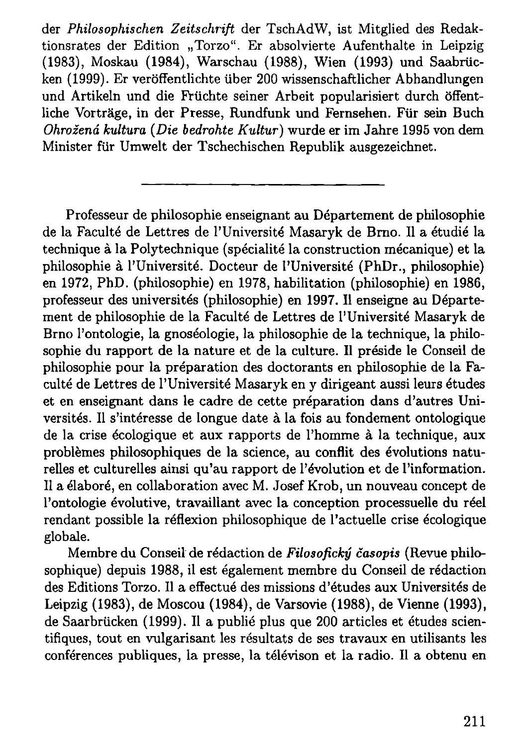der *Philosophischen Zeitschrift* der TschAdW, ist Mitglied des Redaktionsrates der Edition „Torzo". Er absolvierte Aufenthalte in Leipzig (1983), Moskau (1984), Warschau (1988), Wien (1993) und Saabrücken (1999). Er veröffentlichte über 200 wissenschaftlicher Abhandlungen und Artikeln und die Früchte seiner Arbeit popularisiert durch öffentliche Vorträge, in der Presse, Rundfunk und Fernsehen. Für sein Buch *Ohrožená kultura* (*Die bedrohte Kultur*) wurde er im Jahre 1995 von dem Minister für Umwelt der Tschechischen Republik ausgezeichnet.

---

Professeur de philosophie enseignant au Département de philosophie de la Faculté de Lettres de l'Université Masaryk de Brno. Il a étudié la technique à la Polytechnique (spécialité la construction mécanique) et la philosophie à l'Université. Docteur de l'Université (PhDr., philosophie) en 1972, PhD. (philosophie) en 1978, habilitation (philosophie) en 1986, professeur des universités (philosophie) en 1997. Il enseigne au Département de philosophie de la Faculté de Lettres de l'Université Masaryk de Brno l'ontologie, la gnoséologie, la philosophie de la technique, la philosophie du rapport de la nature et de la culture. Il préside le Conseil de philosophie pour la préparation des doctorants en philosophie de la Faculté de Lettres de l'Université Masaryk en y dirigeant aussi leurs études et en enseignant dans le cadre de cette préparation dans d'autres Universités. Il s'intéresse de longue date à la fois au fondement ontologique de la crise écologique et aux rapports de l'homme à la technique, aux problèmes philosophiques de la science, au conflit des évolutions naturelles et culturelles ainsi qu'au rapport de l'évolution et de l'information. Il a élaboré, en collaboration avec M. Josef Krob, un nouveau concept de l'ontologie évolutive, travaillant avec la conception processuelle du réel rendant possible la réflexion philosophique de l'actuelle crise écologique globale.

Membre du Conseil de rédaction de *Filosofický časopis* (Revue philosophique) depuis 1988, il est également membre du Conseil de rédaction des Editions Torzo. Il a effectué des missions d'études aux Universités de Leipzig (1983), de Moscou (1984), de Varsovie (1988), de Vienne (1993), de Saarbrücken (1999). Il a publié plus que 200 articles et études scientifiques, tout en vulgarisant les résultats de ses travaux en utilisants les conférences publiques, la presse, la télévison et la radio. Il a obtenu en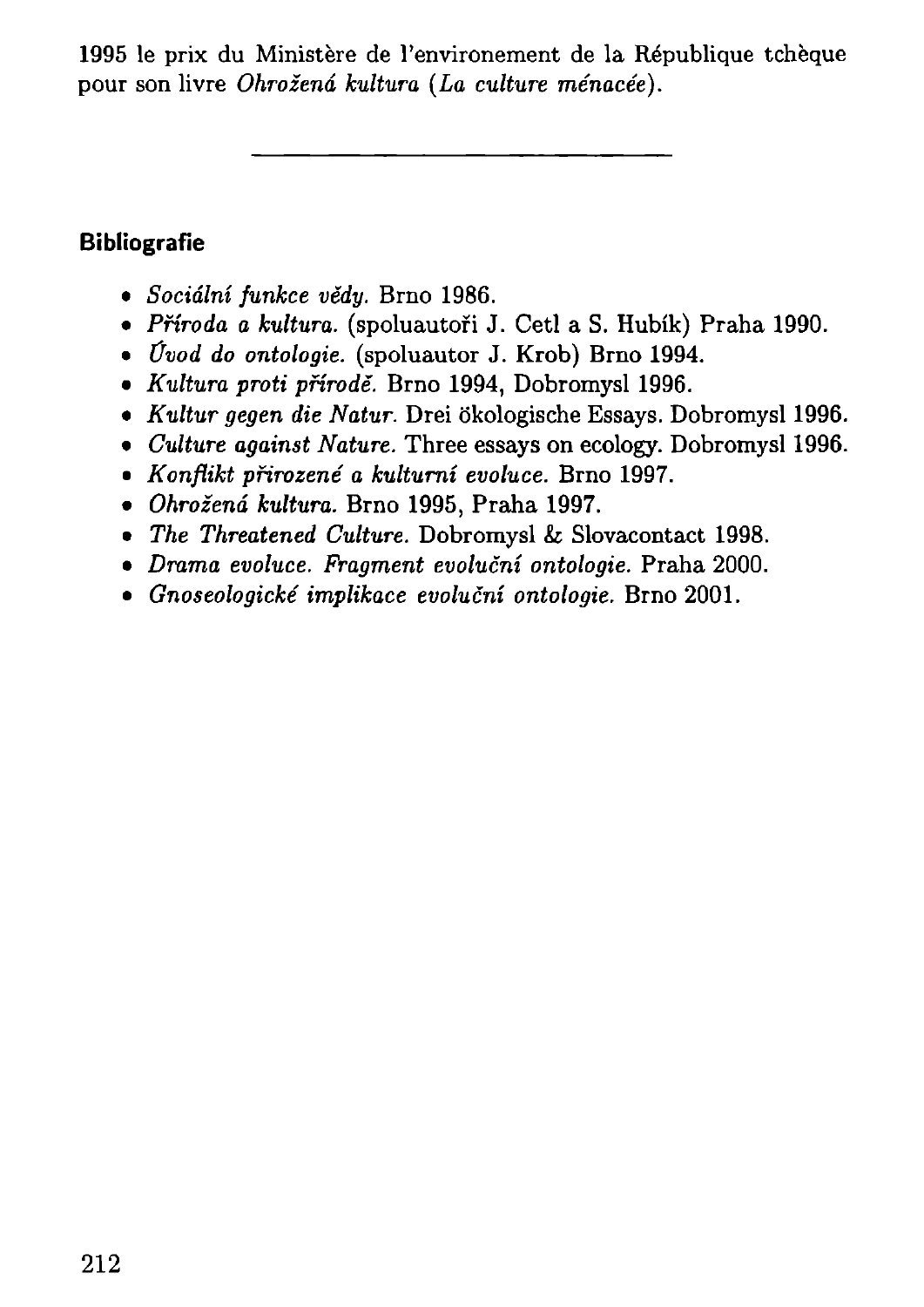1995 le prix du Ministère de l'environement de la République tchèque pour son livre *Ohrožená kultura* (*La culture ménacée*).

---

## Bibliografie

- *Sociální funkce vědy.* Brno 1986.
- *Příroda a kultura.* (spoluautoři J. Cetl a S. Hubík) Praha 1990.
- *Úvod do ontologie.* (spoluautor J. Krob) Brno 1994.
- *Kultura proti přírodě.* Brno 1994, Dobromysl 1996.
- *Kultur gegen die Natur.* Drei ökologische Essays. Dobromysl 1996.
- *Culture against Nature.* Three essays on ecology. Dobromysl 1996.
- *Konflikt přirozené a kulturní evoluce.* Brno 1997.
- *Ohrožená kultura.* Brno 1995, Praha 1997.
- *The Threatened Culture.* Dobromysl & Slovacontact 1998.
- *Drama evoluce. Fragment evoluční ontologie.* Praha 2000.
- *Gnoseologické implikace evoluční ontologie.* Brno 2001.